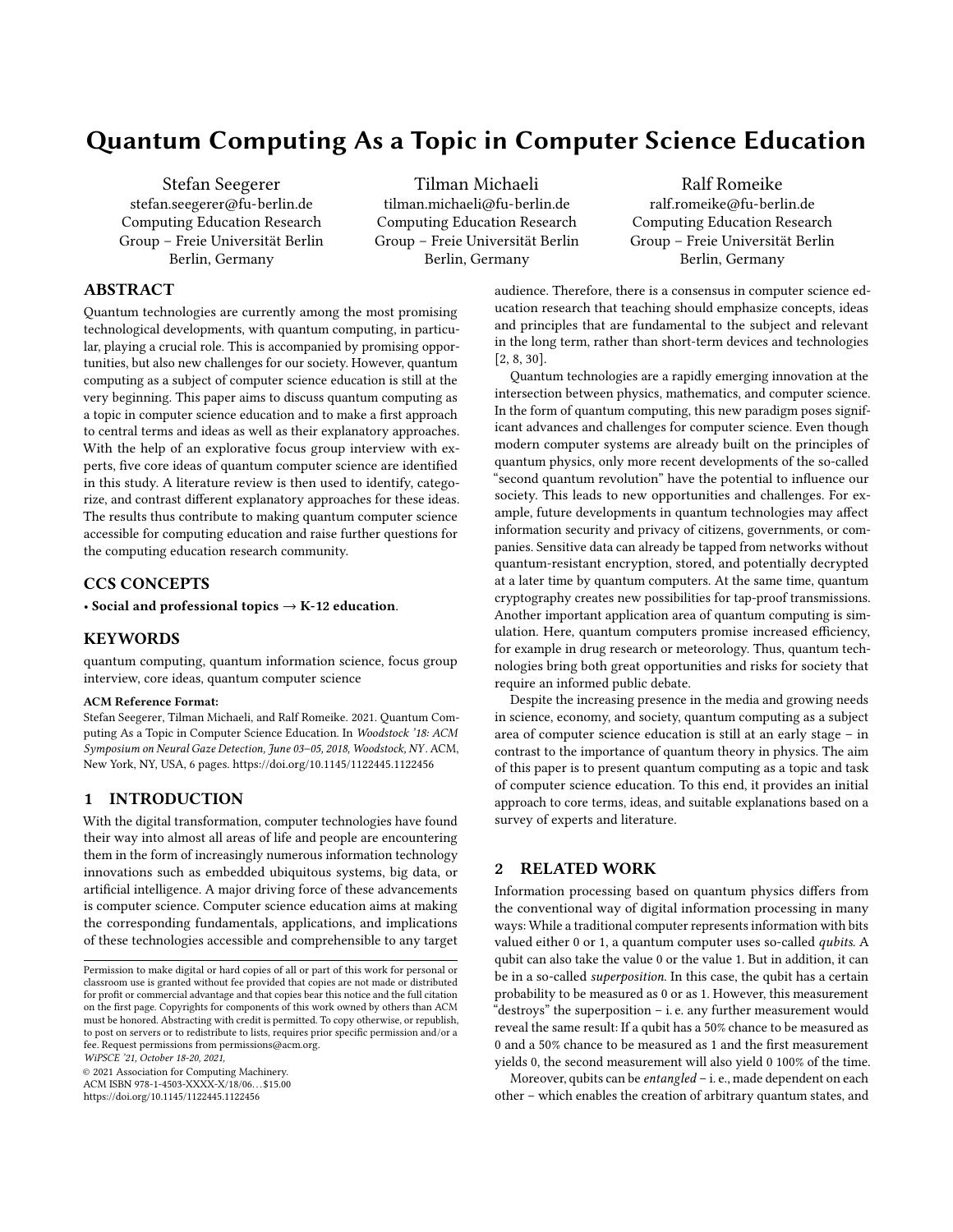# Quantum Computing As a Topic in Computer Science Education

Stefan Seegerer
stefan.seegerer@fu-berlin.de
Computing Education Research Group – Freie Universität Berlin
Berlin, Germany

Tilman Michaeli
tilman.michaeli@fu-berlin.de
Computing Education Research Group – Freie Universität Berlin
Berlin, Germany

Ralf Romeike
ralf.romeike@fu-berlin.de
Computing Education Research Group – Freie Universität Berlin
Berlin, Germany

## ABSTRACT

Quantum technologies are currently among the most promising technological developments, with quantum computing, in particular, playing a crucial role. This is accompanied by promising opportunities, but also new challenges for our society. However, quantum computing as a subject of computer science education is still at the very beginning. This paper aims to discuss quantum computing as a topic in computer science education and to make a first approach to central terms and ideas as well as their explanatory approaches. With the help of an explorative focus group interview with experts, five core ideas of quantum computer science are identified in this study. A literature review is then used to identify, categorize, and contrast different explanatory approaches for these ideas. The results thus contribute to making quantum computer science accessible for computing education and raise further questions for the computing education research community.

## CCS CONCEPTS

• **Social and professional topics → K-12 education**.

## KEYWORDS

quantum computing, quantum information science, focus group interview, core ideas, quantum computer science

**ACM Reference Format:**

Stefan Seegerer, Tilman Michaeli, and Ralf Romeike. 2021. Quantum Computing As a Topic in Computer Science Education. In *Woodstock '18: ACM Symposium on Neural Gaze Detection, June 03–05, 2018, Woodstock, NY*. ACM, New York, NY, USA, 6 pages. https://doi.org/10.1145/1122445.1122456

## 1 INTRODUCTION

With the digital transformation, computer technologies have found their way into almost all areas of life and people are encountering them in the form of increasingly numerous information technology innovations such as embedded ubiquitous systems, big data, or artificial intelligence. A major driving force of these advancements is computer science. Computer science education aims at making the corresponding fundamentals, applications, and implications of these technologies accessible and comprehensible to any target audience. Therefore, there is a consensus in computer science education research that teaching should emphasize concepts, ideas and principles that are fundamental to the subject and relevant in the long term, rather than short-term devices and technologies [2, 8, 30].

Quantum technologies are a rapidly emerging innovation at the intersection between physics, mathematics, and computer science. In the form of quantum computing, this new paradigm poses significant advances and challenges for computer science. Even though modern computer systems are already built on the principles of quantum physics, only more recent developments of the so-called "second quantum revolution" have the potential to influence our society. This leads to new opportunities and challenges. For example, future developments in quantum technologies may affect information security and privacy of citizens, governments, or companies. Sensitive data can already be tapped from networks without quantum-resistant encryption, stored, and potentially decrypted at a later time by quantum computers. At the same time, quantum cryptography creates new possibilities for tap-proof transmissions. Another important application area of quantum computing is simulation. Here, quantum computers promise increased efficiency, for example in drug research or meteorology. Thus, quantum technologies bring both great opportunities and risks for society that require an informed public debate.

Despite the increasing presence in the media and growing needs in science, economy, and society, quantum computing as a subject area of computer science education is still at an early stage – in contrast to the importance of quantum theory in physics. The aim of this paper is to present quantum computing as a topic and task of computer science education. To this end, it provides an initial approach to core terms, ideas, and suitable explanations based on a survey of experts and literature.

## 2 RELATED WORK

Information processing based on quantum physics differs from the conventional way of digital information processing in many ways: While a traditional computer represents information with bits valued either 0 or 1, a quantum computer uses so-called *qubits*. A qubit can also take the value 0 or the value 1. But in addition, it can be in a so-called *superposition*. In this case, the qubit has a certain probability to be measured as 0 or as 1. However, this measurement "destroys" the superposition – i. e. any further measurement would reveal the same result: If a qubit has a 50% chance to be measured as 0 and a 50% chance to be measured as 1 and the first measurement yields 0, the second measurement will also yield 0 100% of the time.

Moreover, qubits can be *entangled* – i. e., made dependent on each other – which enables the creation of arbitrary quantum states, and

Permission to make digital or hard copies of all or part of this work for personal or classroom use is granted without fee provided that copies are not made or distributed for profit or commercial advantage and that copies bear this notice and the full citation on the first page. Copyrights for components of this work owned by others than ACM must be honored. Abstracting with credit is permitted. To copy otherwise, or republish, to post on servers or to redistribute to lists, requires prior specific permission and/or a fee. Request permissions from permissions@acm.org.

*WiPSCE '21, October 18-20, 2021,*

© 2021 Association for Computing Machinery.
ACM ISBN 978-1-4503-XXXX-X/18/06…$15.00
https://doi.org/10.1145/1122445.1122456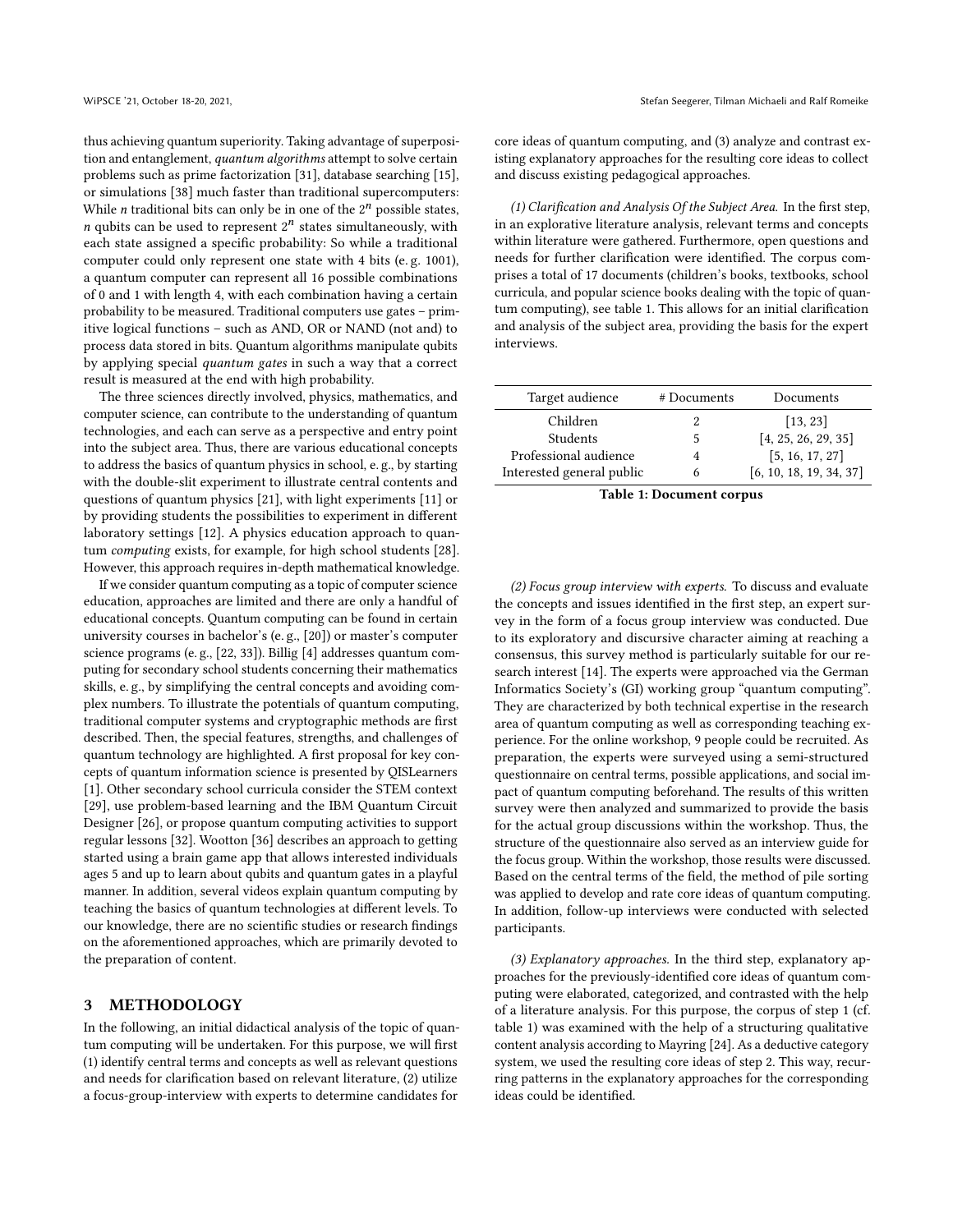thus achieving quantum superiority. Taking advantage of superposition and entanglement, *quantum algorithms* attempt to solve certain problems such as prime factorization [31], database searching [15], or simulations [38] much faster than traditional supercomputers: While $n$ traditional bits can only be in one of the $2^n$ possible states, $n$ qubits can be used to represent $2^n$ states simultaneously, with each state assigned a specific probability: So while a traditional computer could only represent one state with 4 bits (e. g. 1001), a quantum computer can represent all 16 possible combinations of 0 and 1 with length 4, with each combination having a certain probability to be measured. Traditional computers use gates – primitive logical functions – such as AND, OR or NAND (not and) to process data stored in bits. Quantum algorithms manipulate qubits by applying special *quantum gates* in such a way that a correct result is measured at the end with high probability.

The three sciences directly involved, physics, mathematics, and computer science, can contribute to the understanding of quantum technologies, and each can serve as a perspective and entry point into the subject area. Thus, there are various educational concepts to address the basics of quantum physics in school, e. g., by starting with the double-slit experiment to illustrate central contents and questions of quantum physics [21], with light experiments [11] or by providing students the possibilities to experiment in different laboratory settings [12]. A physics education approach to quantum *computing* exists, for example, for high school students [28]. However, this approach requires in-depth mathematical knowledge.

If we consider quantum computing as a topic of computer science education, approaches are limited and there are only a handful of educational concepts. Quantum computing can be found in certain university courses in bachelor's (e. g., [20]) or master's computer science programs (e. g., [22, 33]). Billig [4] addresses quantum computing for secondary school students concerning their mathematics skills, e. g., by simplifying the central concepts and avoiding complex numbers. To illustrate the potentials of quantum computing, traditional computer systems and cryptographic methods are first described. Then, the special features, strengths, and challenges of quantum technology are highlighted. A first proposal for key concepts of quantum information science is presented by QISLearners [1]. Other secondary school curricula consider the STEM context [29], use problem-based learning and the IBM Quantum Circuit Designer [26], or propose quantum computing activities to support regular lessons [32]. Wootton [36] describes an approach to getting started using a brain game app that allows interested individuals ages 5 and up to learn about qubits and quantum gates in a playful manner. In addition, several videos explain quantum computing by teaching the basics of quantum technologies at different levels. To our knowledge, there are no scientific studies or research findings on the aforementioned approaches, which are primarily devoted to the preparation of content.

## 3 METHODOLOGY

In the following, an initial didactical analysis of the topic of quantum computing will be undertaken. For this purpose, we will first (1) identify central terms and concepts as well as relevant questions and needs for clarification based on relevant literature, (2) utilize a focus-group-interview with experts to determine candidates for core ideas of quantum computing, and (3) analyze and contrast existing explanatory approaches for the resulting core ideas to collect and discuss existing pedagogical approaches.

*(1) Clarification and Analysis Of the Subject Area.* In the first step, in an explorative literature analysis, relevant terms and concepts within literature were gathered. Furthermore, open questions and needs for further clarification were identified. The corpus comprises a total of 17 documents (children's books, textbooks, school curricula, and popular science books dealing with the topic of quantum computing), see table 1. This allows for an initial clarification and analysis of the subject area, providing the basis for the expert interviews.

| Target audience | # Documents | Documents |
|---|---|---|
| Children | 2 | [13, 23] |
| Students | 5 | [4, 25, 26, 29, 35] |
| Professional audience | 4 | [5, 16, 17, 27] |
| Interested general public | 6 | [6, 10, 18, 19, 34, 37] |

**Table 1: Document corpus**

*(2) Focus group interview with experts.* To discuss and evaluate the concepts and issues identified in the first step, an expert survey in the form of a focus group interview was conducted. Due to its exploratory and discursive character aiming at reaching a consensus, this survey method is particularly suitable for our research interest [14]. The experts were approached via the German Informatics Society's (GI) working group "quantum computing". They are characterized by both technical expertise in the research area of quantum computing as well as corresponding teaching experience. For the online workshop, 9 people could be recruited. As preparation, the experts were surveyed using a semi-structured questionnaire on central terms, possible applications, and social impact of quantum computing beforehand. The results of this written survey were then analyzed and summarized to provide the basis for the actual group discussions within the workshop. Thus, the structure of the questionnaire also served as an interview guide for the focus group. Within the workshop, those results were discussed. Based on the central terms of the field, the method of pile sorting was applied to develop and rate core ideas of quantum computing. In addition, follow-up interviews were conducted with selected participants.

*(3) Explanatory approaches.* In the third step, explanatory approaches for the previously-identified core ideas of quantum computing were elaborated, categorized, and contrasted with the help of a literature analysis. For this purpose, the corpus of step 1 (cf. table 1) was examined with the help of a structuring qualitative content analysis according to Mayring [24]. As a deductive category system, we used the resulting core ideas of step 2. This way, recurring patterns in the explanatory approaches for the corresponding ideas could be identified.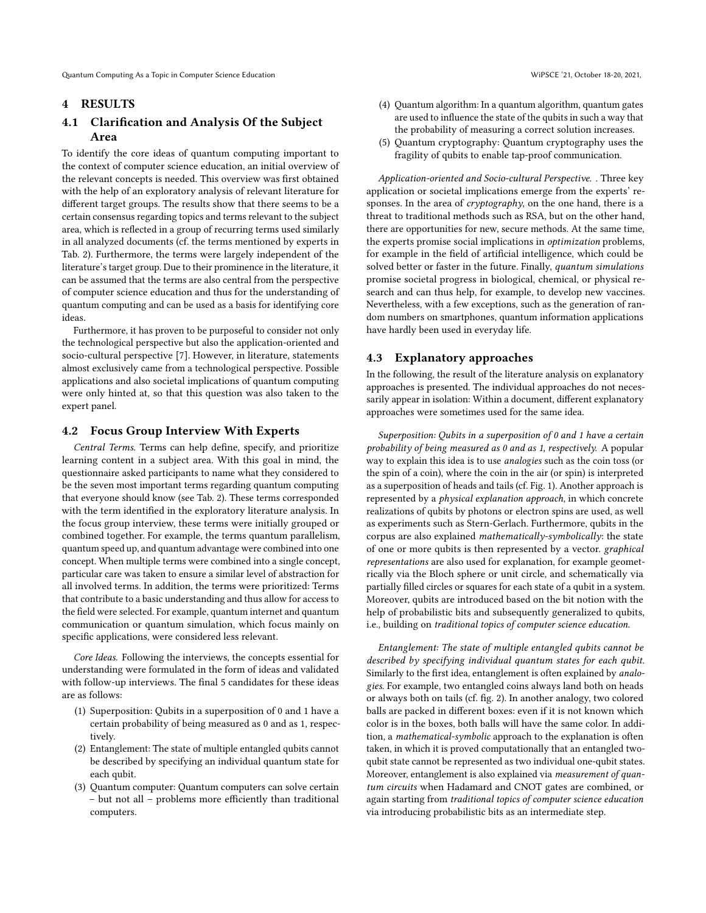## 4 RESULTS

### 4.1 Clarification and Analysis Of the Subject Area

To identify the core ideas of quantum computing important to the context of computer science education, an initial overview of the relevant concepts is needed. This overview was first obtained with the help of an exploratory analysis of relevant literature for different target groups. The results show that there seems to be a certain consensus regarding topics and terms relevant to the subject area, which is reflected in a group of recurring terms used similarly in all analyzed documents (cf. the terms mentioned by experts in Tab. 2). Furthermore, the terms were largely independent of the literature's target group. Due to their prominence in the literature, it can be assumed that the terms are also central from the perspective of computer science education and thus for the understanding of quantum computing and can be used as a basis for identifying core ideas.

Furthermore, it has proven to be purposeful to consider not only the technological perspective but also the application-oriented and socio-cultural perspective [7]. However, in literature, statements almost exclusively came from a technological perspective. Possible applications and also societal implications of quantum computing were only hinted at, so that this question was also taken to the expert panel.

### 4.2 Focus Group Interview With Experts

*Central Terms.* Terms can help define, specify, and prioritize learning content in a subject area. With this goal in mind, the questionnaire asked participants to name what they considered to be the seven most important terms regarding quantum computing that everyone should know (see Tab. 2). These terms corresponded with the term identified in the exploratory literature analysis. In the focus group interview, these terms were initially grouped or combined together. For example, the terms quantum parallelism, quantum speed up, and quantum advantage were combined into one concept. When multiple terms were combined into a single concept, particular care was taken to ensure a similar level of abstraction for all involved terms. In addition, the terms were prioritized: Terms that contribute to a basic understanding and thus allow for access to the field were selected. For example, quantum internet and quantum communication or quantum simulation, which focus mainly on specific applications, were considered less relevant.

*Core Ideas.* Following the interviews, the concepts essential for understanding were formulated in the form of ideas and validated with follow-up interviews. The final 5 candidates for these ideas are as follows:

1. Superposition: Qubits in a superposition of 0 and 1 have a certain probability of being measured as 0 and as 1, respectively.
2. Entanglement: The state of multiple entangled qubits cannot be described by specifying an individual quantum state for each qubit.
3. Quantum computer: Quantum computers can solve certain – but not all – problems more efficiently than traditional computers.
4. Quantum algorithm: In a quantum algorithm, quantum gates are used to influence the state of the qubits in such a way that the probability of measuring a correct solution increases.
5. Quantum cryptography: Quantum cryptography uses the fragility of qubits to enable tap-proof communication.

*Application-oriented and Socio-cultural Perspective.* . Three key application or societal implications emerge from the experts' responses. In the area of *cryptography*, on the one hand, there is a threat to traditional methods such as RSA, but on the other hand, there are opportunities for new, secure methods. At the same time, the experts promise social implications in *optimization* problems, for example in the field of artificial intelligence, which could be solved better or faster in the future. Finally, *quantum simulations* promise societal progress in biological, chemical, or physical research and can thus help, for example, to develop new vaccines. Nevertheless, with a few exceptions, such as the generation of random numbers on smartphones, quantum information applications have hardly been used in everyday life.

### 4.3 Explanatory approaches

In the following, the result of the literature analysis on explanatory approaches is presented. The individual approaches do not necessarily appear in isolation: Within a document, different explanatory approaches were sometimes used for the same idea.

*Superposition: Qubits in a superposition of 0 and 1 have a certain probability of being measured as 0 and as 1, respectively.* A popular way to explain this idea is to use *analogies* such as the coin toss (or the spin of a coin), where the coin in the air (or spin) is interpreted as a superposition of heads and tails (cf. Fig. 1). Another approach is represented by a *physical explanation approach*, in which concrete realizations of qubits by photons or electron spins are used, as well as experiments such as Stern-Gerlach. Furthermore, qubits in the corpus are also explained *mathematically-symbolically*: the state of one or more qubits is then represented by a vector. *graphical representations* are also used for explanation, for example geometrically via the Bloch sphere or unit circle, and schematically via partially filled circles or squares for each state of a qubit in a system. Moreover, qubits are introduced based on the bit notion with the help of probabilistic bits and subsequently generalized to qubits, i.e., building on *traditional topics of computer science education.*

*Entanglement: The state of multiple entangled qubits cannot be described by specifying individual quantum states for each qubit.* Similarly to the first idea, entanglement is often explained by *analogies*. For example, two entangled coins always land both on heads or always both on tails (cf. fig. 2). In another analogy, two colored balls are packed in different boxes: even if it is not known which color is in the boxes, both balls will have the same color. In addition, a *mathematical-symbolic* approach to the explanation is often taken, in which it is proved computationally that an entangled two-qubit state cannot be represented as two individual one-qubit states. Moreover, entanglement is also explained via *measurement of quantum circuits* when Hadamard and CNOT gates are combined, or again starting from *traditional topics of computer science education* via introducing probabilistic bits as an intermediate step.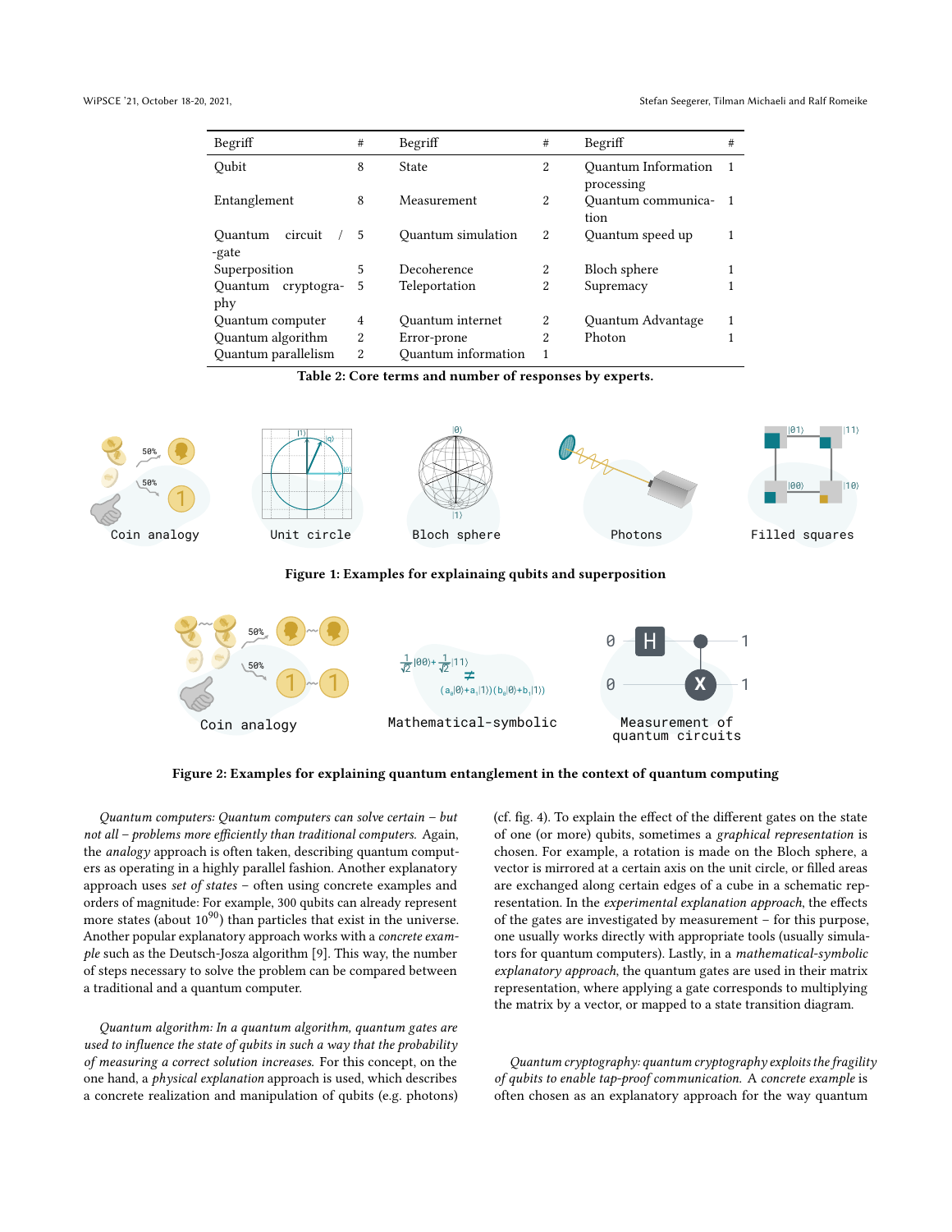| Begriff | # | Begriff | # | Begriff | # |
|---|---|---|---|---|---|
| Qubit | 8 | State | 2 | Quantum Information processing | 1 |
| Entanglement | 8 | Measurement | 2 | Quantum communication | 1 |
| Quantum circuit / -gate | 5 | Quantum simulation | 2 | Quantum speed up | 1 |
| Superposition | 5 | Decoherence | 2 | Bloch sphere | 1 |
| Quantum cryptography | 5 | Teleportation | 2 | Supremacy | 1 |
| Quantum computer | 4 | Quantum internet | 2 | Quantum Advantage | 1 |
| Quantum algorithm | 2 | Error-prone | 2 | Photon | 1 |
| Quantum parallelism | 2 | Quantum information | 1 | | |

**Table 2: Core terms and number of responses by experts.**

**Figure 1: Examples for explainaing qubits and superposition**

**Figure 2: Examples for explaining quantum entanglement in the context of quantum computing**

*Quantum computers: Quantum computers can solve certain – but not all – problems more efficiently than traditional computers.* Again, the *analogy* approach is often taken, describing quantum computers as operating in a highly parallel fashion. Another explanatory approach uses *set of states* – often using concrete examples and orders of magnitude: For example, 300 qubits can already represent more states (about $10^{90}$) than particles that exist in the universe. Another popular explanatory approach works with a *concrete example* such as the Deutsch-Josza algorithm [9]. This way, the number of steps necessary to solve the problem can be compared between a traditional and a quantum computer.

*Quantum algorithm: In a quantum algorithm, quantum gates are used to influence the state of qubits in such a way that the probability of measuring a correct solution increases.* For this concept, on the one hand, a *physical explanation* approach is used, which describes a concrete realization and manipulation of qubits (e.g. photons) (cf. fig. 4). To explain the effect of the different gates on the state of one (or more) qubits, sometimes a *graphical representation* is chosen. For example, a rotation is made on the Bloch sphere, a vector is mirrored at a certain axis on the unit circle, or filled areas are exchanged along certain edges of a cube in a schematic representation. In the *experimental explanation approach*, the effects of the gates are investigated by measurement – for this purpose, one usually works directly with appropriate tools (usually simulators for quantum computers). Lastly, in a *mathematical-symbolic explanatory approach*, the quantum gates are used in their matrix representation, where applying a gate corresponds to multiplying the matrix by a vector, or mapped to a state transition diagram.

*Quantum cryptography: quantum cryptography exploits the fragility of qubits to enable tap-proof communication.* A *concrete example* is often chosen as an explanatory approach for the way quantum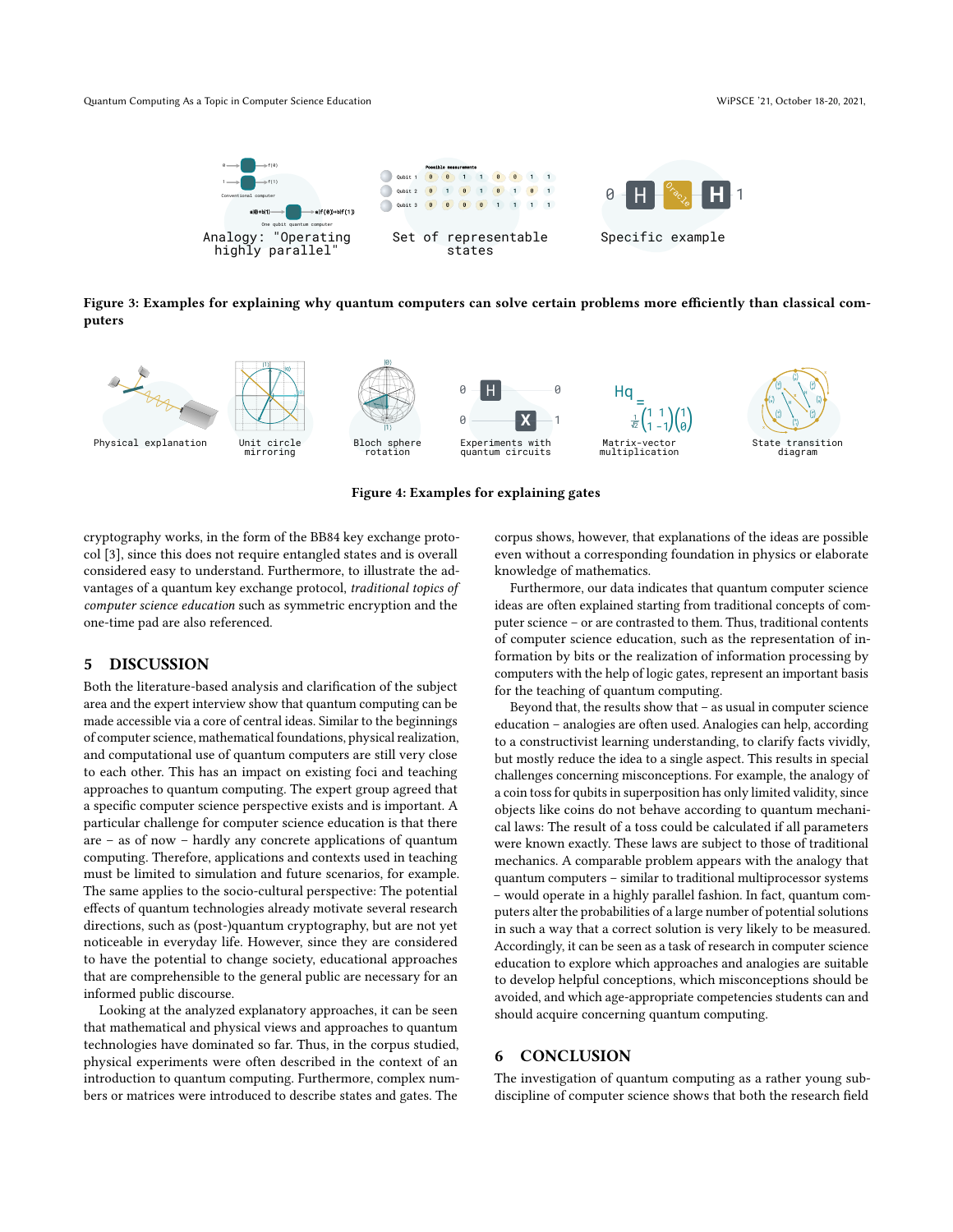Figure 3: Examples for explaining why quantum computers can solve certain problems more efficiently than classical computers

Figure 4: Examples for explaining gates

cryptography works, in the form of the BB84 key exchange protocol [3], since this does not require entangled states and is overall considered easy to understand. Furthermore, to illustrate the advantages of a quantum key exchange protocol, *traditional topics of computer science education* such as symmetric encryption and the one-time pad are also referenced.

## 5 DISCUSSION

Both the literature-based analysis and clarification of the subject area and the expert interview show that quantum computing can be made accessible via a core of central ideas. Similar to the beginnings of computer science, mathematical foundations, physical realization, and computational use of quantum computers are still very close to each other. This has an impact on existing foci and teaching approaches to quantum computing. The expert group agreed that a specific computer science perspective exists and is important. A particular challenge for computer science education is that there are – as of now – hardly any concrete applications of quantum computing. Therefore, applications and contexts used in teaching must be limited to simulation and future scenarios, for example. The same applies to the socio-cultural perspective: The potential effects of quantum technologies already motivate several research directions, such as (post-)quantum cryptography, but are not yet noticeable in everyday life. However, since they are considered to have the potential to change society, educational approaches that are comprehensible to the general public are necessary for an informed public discourse.

Looking at the analyzed explanatory approaches, it can be seen that mathematical and physical views and approaches to quantum technologies have dominated so far. Thus, in the corpus studied, physical experiments were often described in the context of an introduction to quantum computing. Furthermore, complex numbers or matrices were introduced to describe states and gates. The corpus shows, however, that explanations of the ideas are possible even without a corresponding foundation in physics or elaborate knowledge of mathematics.

Furthermore, our data indicates that quantum computer science ideas are often explained starting from traditional concepts of computer science – or are contrasted to them. Thus, traditional contents of computer science education, such as the representation of information by bits or the realization of information processing by computers with the help of logic gates, represent an important basis for the teaching of quantum computing.

Beyond that, the results show that – as usual in computer science education – analogies are often used. Analogies can help, according to a constructivist learning understanding, to clarify facts vividly, but mostly reduce the idea to a single aspect. This results in special challenges concerning misconceptions. For example, the analogy of a coin toss for qubits in superposition has only limited validity, since objects like coins do not behave according to quantum mechanical laws: The result of a toss could be calculated if all parameters were known exactly. These laws are subject to those of traditional mechanics. A comparable problem appears with the analogy that quantum computers – similar to traditional multiprocessor systems – would operate in a highly parallel fashion. In fact, quantum computers alter the probabilities of a large number of potential solutions in such a way that a correct solution is very likely to be measured. Accordingly, it can be seen as a task of research in computer science education to explore which approaches and analogies are suitable to develop helpful conceptions, which misconceptions should be avoided, and which age-appropriate competencies students can and should acquire concerning quantum computing.

## 6 CONCLUSION

The investigation of quantum computing as a rather young subdiscipline of computer science shows that both the research field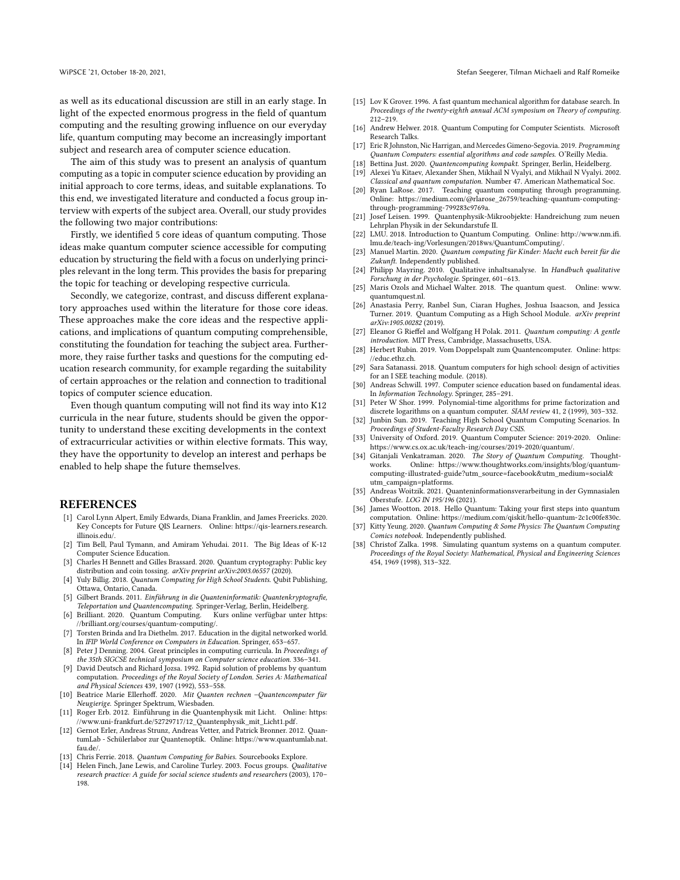as well as its educational discussion are still in an early stage. In light of the expected enormous progress in the field of quantum computing and the resulting growing influence on our everyday life, quantum computing may become an increasingly important subject and research area of computer science education.

The aim of this study was to present an analysis of quantum computing as a topic in computer science education by providing an initial approach to core terms, ideas, and suitable explanations. To this end, we investigated literature and conducted a focus group interview with experts of the subject area. Overall, our study provides the following two major contributions:

Firstly, we identified 5 core ideas of quantum computing. Those ideas make quantum computer science accessible for computing education by structuring the field with a focus on underlying principles relevant in the long term. This provides the basis for preparing the topic for teaching or developing respective curricula.

Secondly, we categorize, contrast, and discuss different explanatory approaches used within the literature for those core ideas. These approaches make the core ideas and the respective applications, and implications of quantum computing comprehensible, constituting the foundation for teaching the subject area. Furthermore, they raise further tasks and questions for the computing education research community, for example regarding the suitability of certain approaches or the relation and connection to traditional topics of computer science education.

Even though quantum computing will not find its way into K12 curricula in the near future, students should be given the opportunity to understand these exciting developments in the context of extracurricular activities or within elective formats. This way, they have the opportunity to develop an interest and perhaps be enabled to help shape the future themselves.

## REFERENCES

[1] Carol Lynn Alpert, Emily Edwards, Diana Franklin, and James Freericks. 2020. Key Concepts for Future QIS Learners. Online: https://qis-learners.research.illinois.edu/.

[2] Tim Bell, Paul Tymann, and Amiram Yehudai. 2011. The Big Ideas of K-12 Computer Science Education.

[3] Charles H Bennett and Gilles Brassard. 2020. Quantum cryptography: Public key distribution and coin tossing. *arXiv preprint arXiv:2003.06557* (2020).

[4] Yuly Billig. 2018. *Quantum Computing for High School Students.* Qubit Publishing, Ottawa, Ontario, Canada.

[5] Gilbert Brands. 2011. *Einführung in die Quanteninformatik: Quantenkryptografie, Teleportation und Quantencomputing.* Springer-Verlag, Berlin, Heidelberg.

[6] Brilliant. 2020. Quantum Computing. Kurs online verfügbar unter https://brilliant.org/courses/quantum-computing/.

[7] Torsten Brinda and Ira Diethelm. 2017. Education in the digital networked world. In *IFIP World Conference on Computers in Education.* Springer, 653–657.

[8] Peter J Denning. 2004. Great principles in computing curricula. In *Proceedings of the 35th SIGCSE technical symposium on Computer science education.* 336–341.

[9] David Deutsch and Richard Jozsa. 1992. Rapid solution of problems by quantum computation. *Proceedings of the Royal Society of London. Series A: Mathematical and Physical Sciences* 439, 1907 (1992), 553–558.

[10] Beatrice Marie Ellerhoff. 2020. *Mit Quanten rechnen –Quantencomputer für Neugierige.* Springer Spektrum, Wiesbaden.

[11] Roger Erb. 2012. Einführung in die Quantenphysik mit Licht. Online: https://www.uni-frankfurt.de/52729717/12_Quantenphysik_mit_Licht1.pdf.

[12] Gernot Erler, Andreas Strunz, Andreas Vetter, and Patrick Bronner. 2012. QuantumLab - Schülerlabor zur Quantenoptik. Online: https://www.quantumlab.nat.fau.de/.

[13] Chris Ferrie. 2018. *Quantum Computing for Babies.* Sourcebooks Explore.

[14] Helen Finch, Jane Lewis, and Caroline Turley. 2003. Focus groups. *Qualitative research practice: A guide for social science students and researchers* (2003), 170–198.

[15] Lov K Grover. 1996. A fast quantum mechanical algorithm for database search. In *Proceedings of the twenty-eighth annual ACM symposium on Theory of computing.* 212–219.

[16] Andrew Helwer. 2018. Quantum Computing for Computer Scientists. Microsoft Research Talks.

[17] Eric R Johnston, Nic Harrigan, and Mercedes Gimeno-Segovia. 2019. *Programming Quantum Computers: essential algorithms and code samples.* O'Reilly Media.

[18] Bettina Just. 2020. *Quantencomputing kompakt.* Springer, Berlin, Heidelberg.

[19] Alexei Yu Kitaev, Alexander Shen, Mikhail N Vyalyi, and Mikhail N Vyalyi. 2002. *Classical and quantum computation.* Number 47. American Mathematical Soc.

[20] Ryan LaRose. 2017. Teaching quantum computing through programming. Online: https://medium.com/@rlarose_26759/teaching-quantum-computing-through-programming-799283c9769a.

[21] Josef Leisen. 1999. Quantenphysik-Mikroobjekte: Handreichung zum neuen Lehrplan Physik in der Sekundarstufe II.

[22] LMU. 2018. Introduction to Quantum Computing. Online: http://www.nm.ifi.lmu.de/teach-ing/Vorlesungen/2018ws/QuantumComputing/.

[23] Manuel Martin. 2020. *Quantum computing für Kinder: Macht euch bereit für die Zukunft.* Independently published.

[24] Philipp Mayring. 2010. Qualitative inhaltsanalyse. In *Handbuch qualitative Forschung in der Psychologie.* Springer, 601–613.

[25] Maris Ozols and Michael Walter. 2018. The quantum quest. Online: www.quantumquest.nl.

[26] Anastasia Perry, Ranbel Sun, Ciaran Hughes, Joshua Isaacson, and Jessica Turner. 2019. Quantum Computing as a High School Module. *arXiv preprint arXiv:1905.00282* (2019).

[27] Eleanor G Rieffel and Wolfgang H Polak. 2011. *Quantum computing: A gentle introduction.* MIT Press, Cambridge, Massachusetts, USA.

[28] Herbert Rubin. 2019. Vom Doppelspalt zum Quantencomputer. Online: https://educ.ethz.ch.

[29] Sara Satanassi. 2018. Quantum computers for high school: design of activities for an I SEE teaching module. (2018).

[30] Andreas Schwill. 1997. Computer science education based on fundamental ideas. In *Information Technology.* Springer, 285–291.

[31] Peter W Shor. 1999. Polynomial-time algorithms for prime factorization and discrete logarithms on a quantum computer. *SIAM review* 41, 2 (1999), 303–332.

[32] Junbin Sun. 2019. Teaching High School Quantum Computing Scenarios. In *Proceedings of Student-Faculty Research Day CSIS.*

[33] University of Oxford. 2019. Quantum Computer Science: 2019-2020. Online: https://www.cs.ox.ac.uk/teach-ing/courses/2019-2020/quantum/.

[34] Gitanjali Venkatraman. 2020. *The Story of Quantum Computing.* Thoughtworks. Online: https://www.thoughtworks.com/insights/blog/quantum-computing-illustrated-guide?utm_source=facebook&utm_medium=social&utm_campaign=platforms.

[35] Andreas Woitzik. 2021. Quanteninformationsverarbeitung in der Gymnasialen Oberstufe. *LOG IN 195/196* (2021).

[36] James Wootton. 2018. Hello Quantum: Taking your first steps into quantum computation. Online: https://medium.com/qiskit/hello-quantum-2c1c00fe830c.

[37] Kitty Yeung. 2020. *Quantum Computing & Some Physics: The Quantum Computing Comics notebook.* Independently published.

[38] Christof Zalka. 1998. Simulating quantum systems on a quantum computer. *Proceedings of the Royal Society: Mathematical, Physical and Engineering Sciences* 454, 1969 (1998), 313–322.